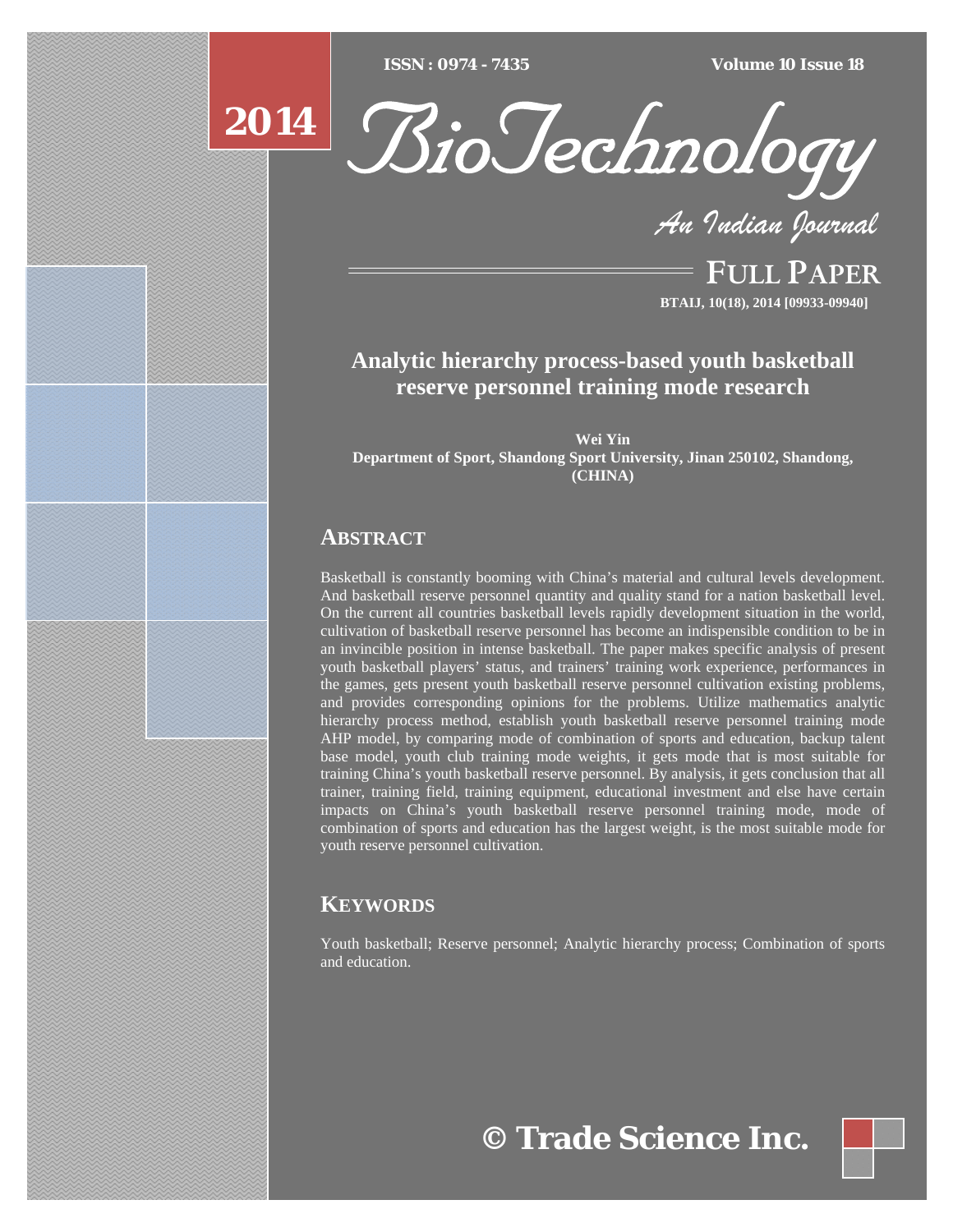# Analytic hierarchy process-based youth basketball reserve personnel training mode research

**Wei Yin**
**Department of Sport, Shandong Sport University, Jinan 250102, Shandong, (CHINA)**

## ABSTRACT

Basketball is constantly booming with China's material and cultural levels development. And basketball reserve personnel quantity and quality stand for a nation basketball level. On the current all countries basketball levels rapidly development situation in the world, cultivation of basketball reserve personnel has become an indispensible condition to be in an invincible position in intense basketball. The paper makes specific analysis of present youth basketball players' status, and trainers' training work experience, performances in the games, gets present youth basketball reserve personnel cultivation existing problems, and provides corresponding opinions for the problems. Utilize mathematics analytic hierarchy process method, establish youth basketball reserve personnel training mode AHP model, by comparing mode of combination of sports and education, backup talent base model, youth club training mode weights, it gets mode that is most suitable for training China's youth basketball reserve personnel. By analysis, it gets conclusion that all trainer, training field, training equipment, educational investment and else have certain impacts on China's youth basketball reserve personnel training mode, mode of combination of sports and education has the largest weight, is the most suitable mode for youth reserve personnel cultivation.

## KEYWORDS

Youth basketball; Reserve personnel; Analytic hierarchy process; Combination of sports and education.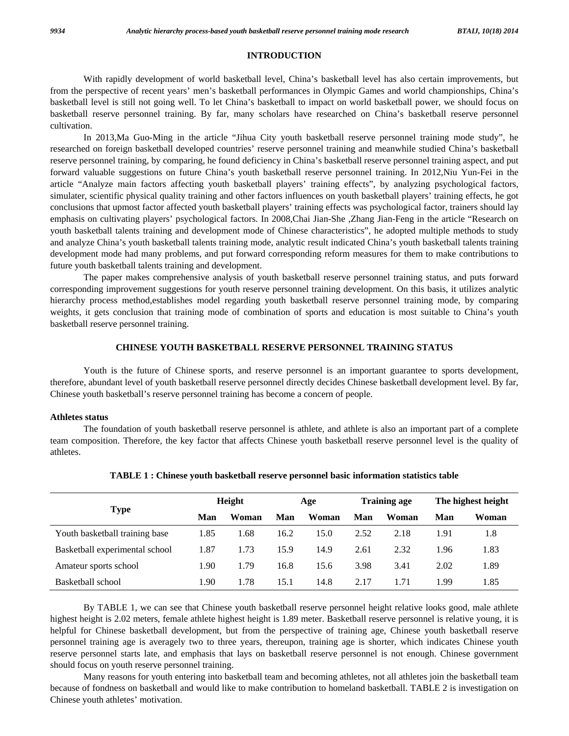## INTRODUCTION

With rapidly development of world basketball level, China's basketball level has also certain improvements, but from the perspective of recent years' men's basketball performances in Olympic Games and world championships, China's basketball level is still not going well. To let China's basketball to impact on world basketball power, we should focus on basketball reserve personnel training. By far, many scholars have researched on China's basketball reserve personnel cultivation.

In 2013,Ma Guo-Ming in the article "Jihua City youth basketball reserve personnel training mode study", he researched on foreign basketball developed countries' reserve personnel training and meanwhile studied China's basketball reserve personnel training, by comparing, he found deficiency in China's basketball reserve personnel training aspect, and put forward valuable suggestions on future China's youth basketball reserve personnel training. In 2012,Niu Yun-Fei in the article "Analyze main factors affecting youth basketball players' training effects", by analyzing psychological factors, simulater, scientific physical quality training and other factors influences on youth basketball players' training effects, he got conclusions that upmost factor affected youth basketball players' training effects was psychological factor, trainers should lay emphasis on cultivating players' psychological factors. In 2008,Chai Jian-She ,Zhang Jian-Feng in the article "Research on youth basketball talents training and development mode of Chinese characteristics", he adopted multiple methods to study and analyze China's youth basketball talents training mode, analytic result indicated China's youth basketball talents training development mode had many problems, and put forward corresponding reform measures for them to make contributions to future youth basketball talents training and development.

The paper makes comprehensive analysis of youth basketball reserve personnel training status, and puts forward corresponding improvement suggestions for youth reserve personnel training development. On this basis, it utilizes analytic hierarchy process method,establishes model regarding youth basketball reserve personnel training mode, by comparing weights, it gets conclusion that training mode of combination of sports and education is most suitable to China's youth basketball reserve personnel training.

## CHINESE YOUTH BASKETBALL RESERVE PERSONNEL TRAINING STATUS

Youth is the future of Chinese sports, and reserve personnel is an important guarantee to sports development, therefore, abundant level of youth basketball reserve personnel directly decides Chinese basketball development level. By far, Chinese youth basketball's reserve personnel training has become a concern of people.

### Athletes status

The foundation of youth basketball reserve personnel is athlete, and athlete is also an important part of a complete team composition. Therefore, the key factor that affects Chinese youth basketball reserve personnel level is the quality of athletes.

**TABLE 1 : Chinese youth basketball reserve personnel basic information statistics table**

| Type | Height | | Age | | Training age | | The highest height | |
|---|---|---|---|---|---|---|---|---|
| | Man | Woman | Man | Woman | Man | Woman | Man | Woman |
| Youth basketball training base | 1.85 | 1.68 | 16.2 | 15.0 | 2.52 | 2.18 | 1.91 | 1.8 |
| Basketball experimental school | 1.87 | 1.73 | 15.9 | 14.9 | 2.61 | 2.32 | 1.96 | 1.83 |
| Amateur sports school | 1.90 | 1.79 | 16.8 | 15.6 | 3.98 | 3.41 | 2.02 | 1.89 |
| Basketball school | 1.90 | 1.78 | 15.1 | 14.8 | 2.17 | 1.71 | 1.99 | 1.85 |

By TABLE 1, we can see that Chinese youth basketball reserve personnel height relative looks good, male athlete highest height is 2.02 meters, female athlete highest height is 1.89 meter. Basketball reserve personnel is relative young, it is helpful for Chinese basketball development, but from the perspective of training age, Chinese youth basketball reserve personnel training age is averagely two to three years, thereupon, training age is shorter, which indicates Chinese youth reserve personnel starts late, and emphasis that lays on basketball reserve personnel is not enough. Chinese government should focus on youth reserve personnel training.

Many reasons for youth entering into basketball team and becoming athletes, not all athletes join the basketball team because of fondness on basketball and would like to make contribution to homeland basketball. TABLE 2 is investigation on Chinese youth athletes' motivation.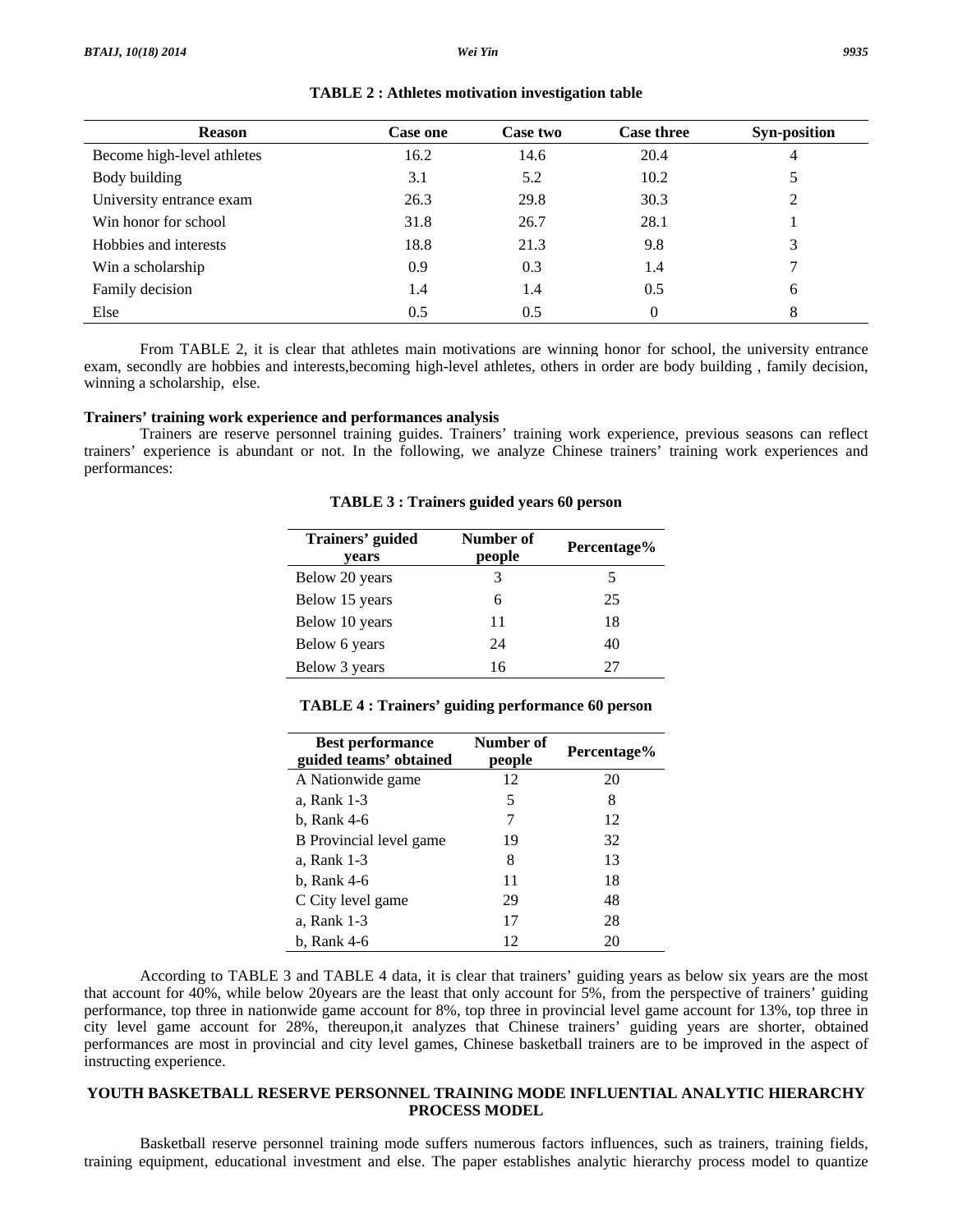**TABLE 2 : Athletes motivation investigation table**

| Reason | Case one | Case two | Case three | Syn-position |
|---|---|---|---|---|
| Become high-level athletes | 16.2 | 14.6 | 20.4 | 4 |
| Body building | 3.1 | 5.2 | 10.2 | 5 |
| University entrance exam | 26.3 | 29.8 | 30.3 | 2 |
| Win honor for school | 31.8 | 26.7 | 28.1 | 1 |
| Hobbies and interests | 18.8 | 21.3 | 9.8 | 3 |
| Win a scholarship | 0.9 | 0.3 | 1.4 | 7 |
| Family decision | 1.4 | 1.4 | 0.5 | 6 |
| Else | 0.5 | 0.5 | 0 | 8 |

From TABLE 2, it is clear that athletes main motivations are winning honor for school, the university entrance exam, secondly are hobbies and interests,becoming high-level athletes, others in order are body building , family decision, winning a scholarship, else.

**Trainers' training work experience and performances analysis**

Trainers are reserve personnel training guides. Trainers' training work experience, previous seasons can reflect trainers' experience is abundant or not. In the following, we analyze Chinese trainers' training work experiences and performances:

**TABLE 3 : Trainers guided years 60 person**

| Trainers' guided years | Number of people | Percentage% |
|---|---|---|
| Below 20 years | 3 | 5 |
| Below 15 years | 6 | 25 |
| Below 10 years | 11 | 18 |
| Below 6 years | 24 | 40 |
| Below 3 years | 16 | 27 |

**TABLE 4 : Trainers' guiding performance 60 person**

| Best performance guided teams' obtained | Number of people | Percentage% |
|---|---|---|
| A Nationwide game | 12 | 20 |
| a, Rank 1-3 | 5 | 8 |
| b, Rank 4-6 | 7 | 12 |
| B Provincial level game | 19 | 32 |
| a, Rank 1-3 | 8 | 13 |
| b, Rank 4-6 | 11 | 18 |
| C City level game | 29 | 48 |
| a, Rank 1-3 | 17 | 28 |
| b, Rank 4-6 | 12 | 20 |

According to TABLE 3 and TABLE 4 data, it is clear that trainers' guiding years as below six years are the most that account for 40%, while below 20years are the least that only account for 5%, from the perspective of trainers' guiding performance, top three in nationwide game account for 8%, top three in provincial level game account for 13%, top three in city level game account for 28%, thereupon,it analyzes that Chinese trainers' guiding years are shorter, obtained performances are most in provincial and city level games, Chinese basketball trainers are to be improved in the aspect of instructing experience.

## YOUTH BASKETBALL RESERVE PERSONNEL TRAINING MODE INFLUENTIAL ANALYTIC HIERARCHY PROCESS MODEL

Basketball reserve personnel training mode suffers numerous factors influences, such as trainers, training fields, training equipment, educational investment and else. The paper establishes analytic hierarchy process model to quantize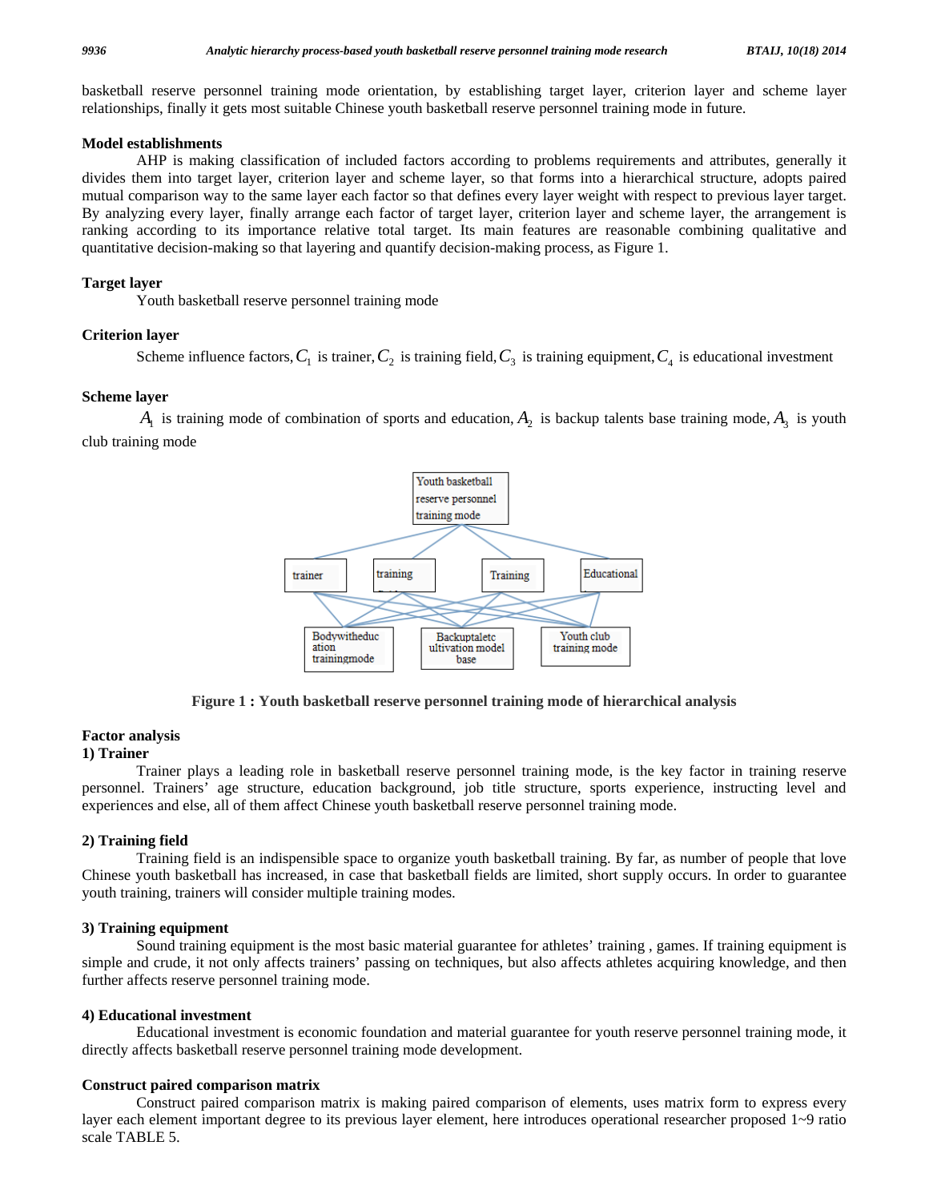basketball reserve personnel training mode orientation, by establishing target layer, criterion layer and scheme layer relationships, finally it gets most suitable Chinese youth basketball reserve personnel training mode in future.

## Model establishments

AHP is making classification of included factors according to problems requirements and attributes, generally it divides them into target layer, criterion layer and scheme layer, so that forms into a hierarchical structure, adopts paired mutual comparison way to the same layer each factor so that defines every layer weight with respect to previous layer target. By analyzing every layer, finally arrange each factor of target layer, criterion layer and scheme layer, the arrangement is ranking according to its importance relative total target. Its main features are reasonable combining qualitative and quantitative decision-making so that layering and quantify decision-making process, as Figure 1.

## Target layer

Youth basketball reserve personnel training mode

## Criterion layer

Scheme influence factors, $C_1$ is trainer, $C_2$ is training field, $C_3$ is training equipment, $C_4$ is educational investment

## Scheme layer

$A_1$ is training mode of combination of sports and education, $A_2$ is backup talents base training mode, $A_3$ is youth club training mode

**Figure 1 : Youth basketball reserve personnel training mode of hierarchical analysis**

## Factor analysis

### 1) Trainer

Trainer plays a leading role in basketball reserve personnel training mode, is the key factor in training reserve personnel. Trainers' age structure, education background, job title structure, sports experience, instructing level and experiences and else, all of them affect Chinese youth basketball reserve personnel training mode.

### 2) Training field

Training field is an indispensible space to organize youth basketball training. By far, as number of people that love Chinese youth basketball has increased, in case that basketball fields are limited, short supply occurs. In order to guarantee youth training, trainers will consider multiple training modes.

### 3) Training equipment

Sound training equipment is the most basic material guarantee for athletes' training , games. If training equipment is simple and crude, it not only affects trainers' passing on techniques, but also affects athletes acquiring knowledge, and then further affects reserve personnel training mode.

### 4) Educational investment

Educational investment is economic foundation and material guarantee for youth reserve personnel training mode, it directly affects basketball reserve personnel training mode development.

## Construct paired comparison matrix

Construct paired comparison matrix is making paired comparison of elements, uses matrix form to express every layer each element important degree to its previous layer element, here introduces operational researcher proposed 1~9 ratio scale TABLE 5.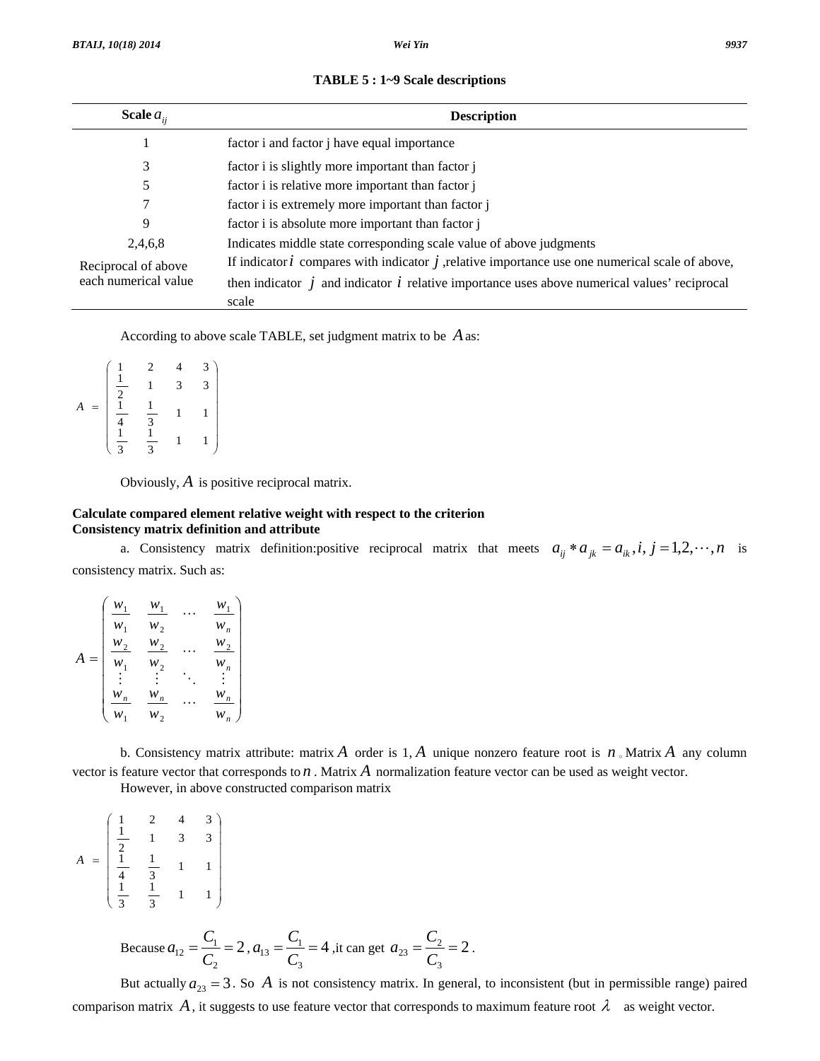**TABLE 5 : 1~9 Scale descriptions**

| Scale $a_{ij}$ | Description |
|---|---|
| 1 | factor i and factor j have equal importance |
| 3 | factor i is slightly more important than factor j |
| 5 | factor i is relative more important than factor j |
| 7 | factor i is extremely more important than factor j |
| 9 | factor i is absolute more important than factor j |
| 2,4,6,8 | Indicates middle state corresponding scale value of above judgments |
| Reciprocal of above each numerical value | If indicator $i$ compares with indicator $j$ ,relative importance use one numerical scale of above, then indicator $j$ and indicator $i$ relative importance uses above numerical values' reciprocal scale |

According to above scale TABLE, set judgment matrix to be $A$ as:

$$A = \begin{pmatrix} 1 & 2 & 4 & 3 \\ \frac{1}{2} & 1 & 3 & 3 \\ \frac{1}{4} & \frac{1}{3} & 1 & 1 \\ \frac{1}{3} & \frac{1}{3} & 1 & 1 \end{pmatrix}$$

Obviously, $A$ is positive reciprocal matrix.

**Calculate compared element relative weight with respect to the criterion**

**Consistency matrix definition and attribute**

a. Consistency matrix definition:positive reciprocal matrix that meets $a_{ij} * a_{jk} = a_{ik}, i, j = 1,2,\cdots,n$ is consistency matrix. Such as:

$$A = \begin{pmatrix} \frac{w_1}{w_1} & \frac{w_1}{w_2} & \cdots & \frac{w_1}{w_n} \\ \frac{w_2}{w_1} & \frac{w_2}{w_2} & \cdots & \frac{w_2}{w_n} \\ \vdots & \vdots & \ddots & \vdots \\ \frac{w_n}{w_1} & \frac{w_n}{w_2} & \cdots & \frac{w_n}{w_n} \end{pmatrix}$$

b. Consistency matrix attribute: matrix $A$ order is 1, $A$ unique nonzero feature root is $n$ 。Matrix $A$ any column vector is feature vector that corresponds to $n$ . Matrix $A$ normalization feature vector can be used as weight vector.

However, in above constructed comparison matrix

$$A = \begin{pmatrix} 1 & 2 & 4 & 3 \\ \frac{1}{2} & 1 & 3 & 3 \\ \frac{1}{4} & \frac{1}{3} & 1 & 1 \\ \frac{1}{3} & \frac{1}{3} & 1 & 1 \end{pmatrix}$$

Because $a_{12} = \frac{C_1}{C_2} = 2$ , $a_{13} = \frac{C_1}{C_3} = 4$ ,it can get $a_{23} = \frac{C_2}{C_3} = 2$ .

But actually $a_{23} = 3$ . So $A$ is not consistency matrix. In general, to inconsistent (but in permissible range) paired comparison matrix $A$, it suggests to use feature vector that corresponds to maximum feature root $\lambda$ as weight vector.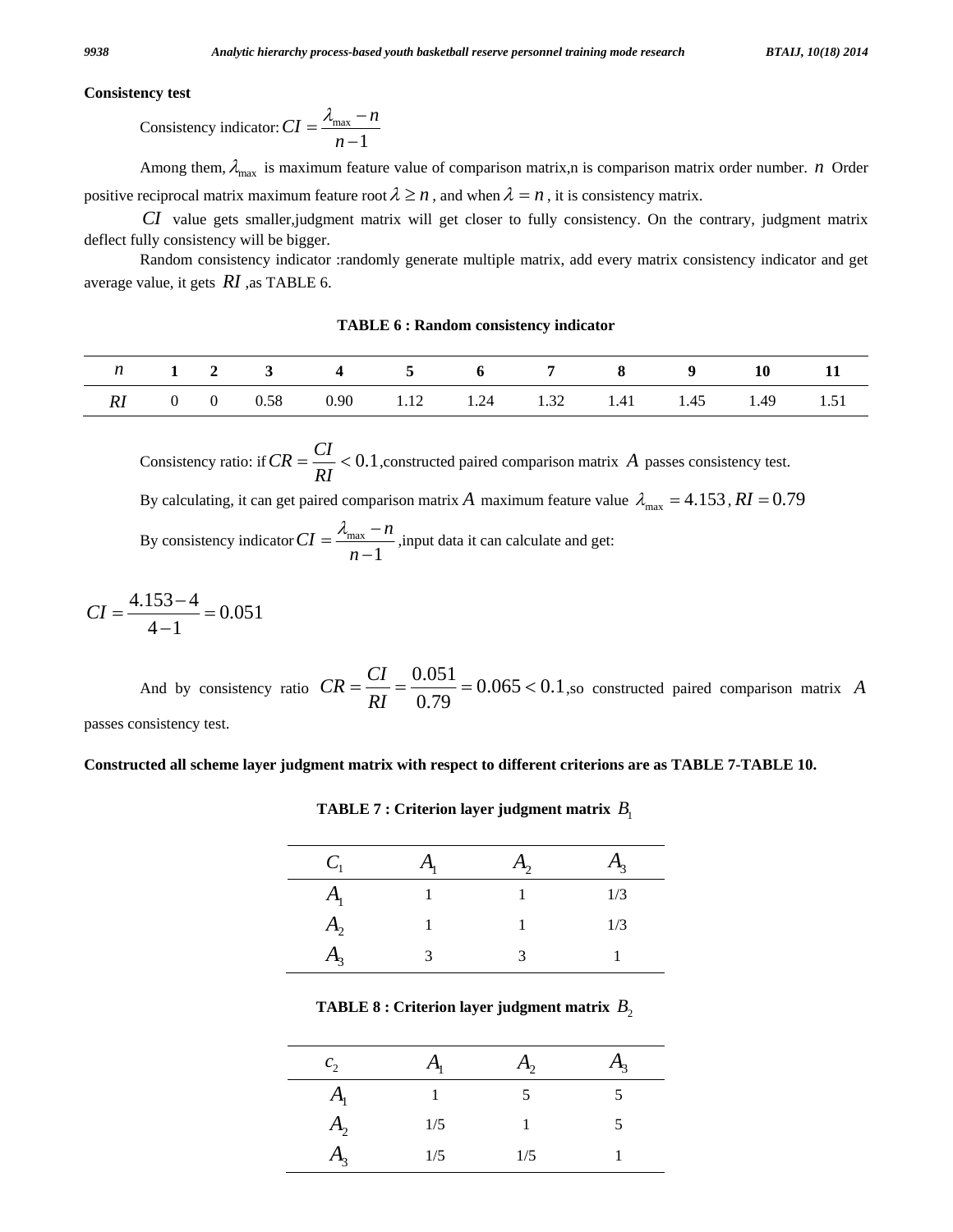**Consistency test**

Consistency indicator: $CI = \frac{\lambda_{\max} - n}{n-1}$

Among them, $\lambda_{\max}$ is maximum feature value of comparison matrix,n is comparison matrix order number. $n$ Order positive reciprocal matrix maximum feature root $\lambda \geq n$, and when $\lambda = n$, it is consistency matrix.

$CI$ value gets smaller,judgment matrix will get closer to fully consistency. On the contrary, judgment matrix deflect fully consistency will be bigger.

Random consistency indicator :randomly generate multiple matrix, add every matrix consistency indicator and get average value, it gets $RI$ ,as TABLE 6.

**TABLE 6 : Random consistency indicator**

| $n$ | 1 | 2 | 3 | 4 | 5 | 6 | 7 | 8 | 9 | 10 | 11 |
|---|---|---|---|---|---|---|---|---|---|---|---|
| $RI$ | 0 | 0 | 0.58 | 0.90 | 1.12 | 1.24 | 1.32 | 1.41 | 1.45 | 1.49 | 1.51 |

Consistency ratio: if $CR = \frac{CI}{RI} < 0.1$,constructed paired comparison matrix $A$ passes consistency test.

By calculating, it can get paired comparison matrix $A$ maximum feature value $\lambda_{\max} = 4.153$, $RI = 0.79$

By consistency indicator $CI = \frac{\lambda_{\max} - n}{n-1}$ ,input data it can calculate and get:

$$CI = \frac{4.153 - 4}{4-1} = 0.051$$

And by consistency ratio $CR = \frac{CI}{RI} = \frac{0.051}{0.79} = 0.065 < 0.1$,so constructed paired comparison matrix $A$ passes consistency test.

**Constructed all scheme layer judgment matrix with respect to different criterions are as TABLE 7-TABLE 10.**

**TABLE 7 : Criterion layer judgment matrix $B_1$**

| $C_1$ | $A_1$ | $A_2$ | $A_3$ |
|---|---|---|---|
| $A_1$ | 1 | 1 | 1/3 |
| $A_2$ | 1 | 1 | 1/3 |
| $A_3$ | 3 | 3 | 1 |

**TABLE 8 : Criterion layer judgment matrix $B_2$**

| $c_2$ | $A_1$ | $A_2$ | $A_3$ |
|---|---|---|---|
| $A_1$ | 1 | 5 | 5 |
| $A_2$ | 1/5 | 1 | 5 |
| $A_3$ | 1/5 | 1/5 | 1 |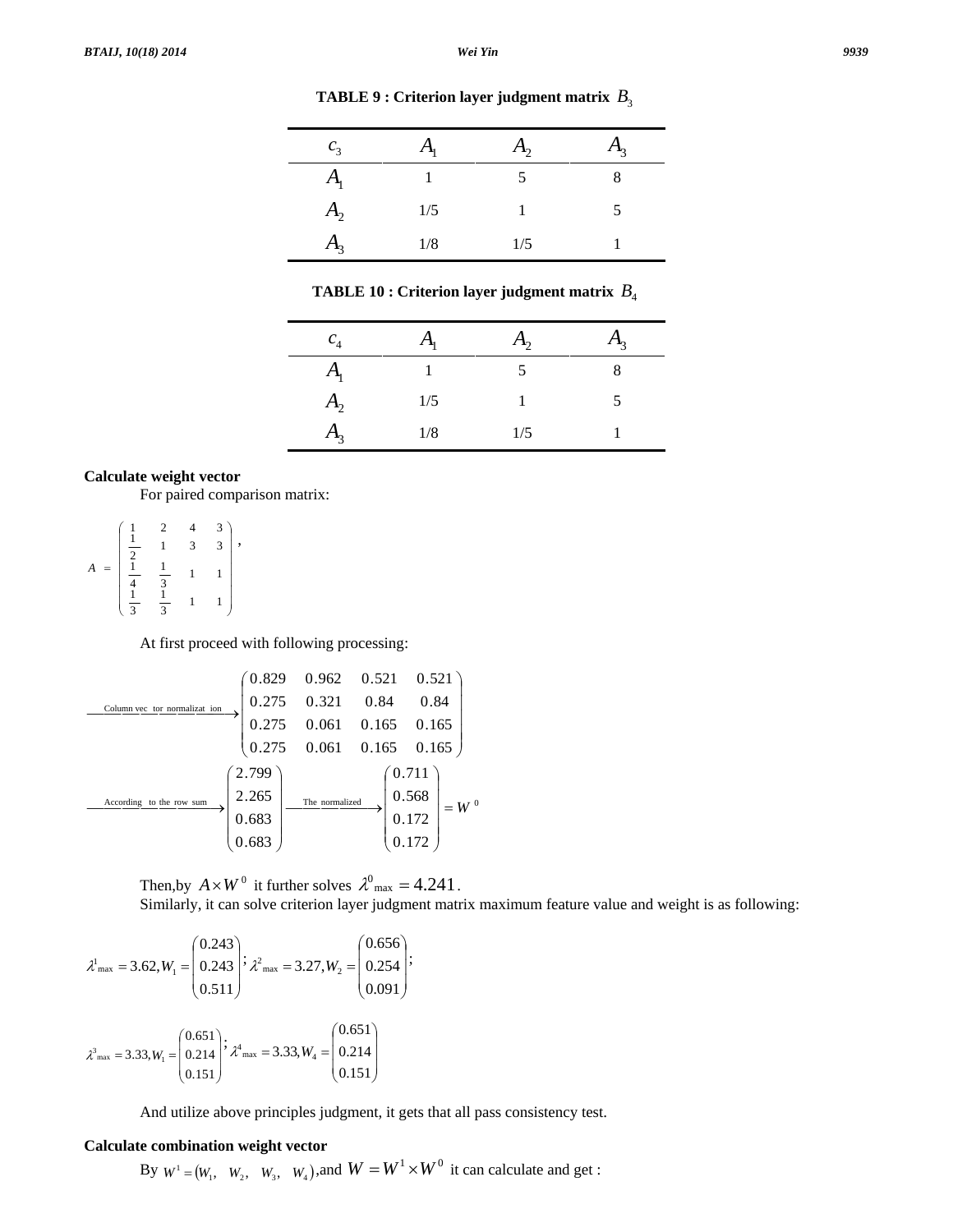**TABLE 9 : Criterion layer judgment matrix $B_3$**

| $c_3$ | $A_1$ | $A_2$ | $A_3$ |
|---|---|---|---|
| $A_1$ | 1 | 5 | 8 |
| $A_2$ | 1/5 | 1 | 5 |
| $A_3$ | 1/8 | 1/5 | 1 |

**TABLE 10 : Criterion layer judgment matrix $B_4$**

| $c_4$ | $A_1$ | $A_2$ | $A_3$ |
|---|---|---|---|
| $A_1$ | 1 | 5 | 8 |
| $A_2$ | 1/5 | 1 | 5 |
| $A_3$ | 1/8 | 1/5 | 1 |

**Calculate weight vector**

For paired comparison matrix:

$$A = \begin{pmatrix} 1 & 2 & 4 & 3 \\ \frac{1}{2} & 1 & 3 & 3 \\ \frac{1}{4} & \frac{1}{3} & 1 & 1 \\ \frac{1}{3} & \frac{1}{3} & 1 & 1 \end{pmatrix},$$

At first proceed with following processing:

$$\xrightarrow{\text{Column vector normalization}} \begin{pmatrix} 0.829 & 0.962 & 0.521 & 0.521 \\ 0.275 & 0.321 & 0.84 & 0.84 \\ 0.275 & 0.061 & 0.165 & 0.165 \\ 0.275 & 0.061 & 0.165 & 0.165 \end{pmatrix}$$

$$\xrightarrow{\text{According to the row sum}} \begin{pmatrix} 2.799 \\ 2.265 \\ 0.683 \\ 0.683 \end{pmatrix} \xrightarrow{\text{The normalized}} \begin{pmatrix} 0.711 \\ 0.568 \\ 0.172 \\ 0.172 \end{pmatrix} = W^0$$

Then,by $A \times W^0$ it further solves $\lambda^0{}_{\max} = 4.241$.

Similarly, it can solve criterion layer judgment matrix maximum feature value and weight is as following:

$$\lambda^1{}_{\max} = 3.62, W_1 = \begin{pmatrix} 0.243 \\ 0.243 \\ 0.511 \end{pmatrix}; \lambda^2{}_{\max} = 3.27, W_2 = \begin{pmatrix} 0.656 \\ 0.254 \\ 0.091 \end{pmatrix};$$

$$\lambda^3{}_{\max} = 3.33, W_1 = \begin{pmatrix} 0.651 \\ 0.214 \\ 0.151 \end{pmatrix}; \lambda^4{}_{\max} = 3.33, W_4 = \begin{pmatrix} 0.651 \\ 0.214 \\ 0.151 \end{pmatrix}$$

And utilize above principles judgment, it gets that all pass consistency test.

**Calculate combination weight vector**

By $W^1 = (W_1, \ W_2, \ W_3, \ W_4)$,and $W = W^1 \times W^0$ it can calculate and get :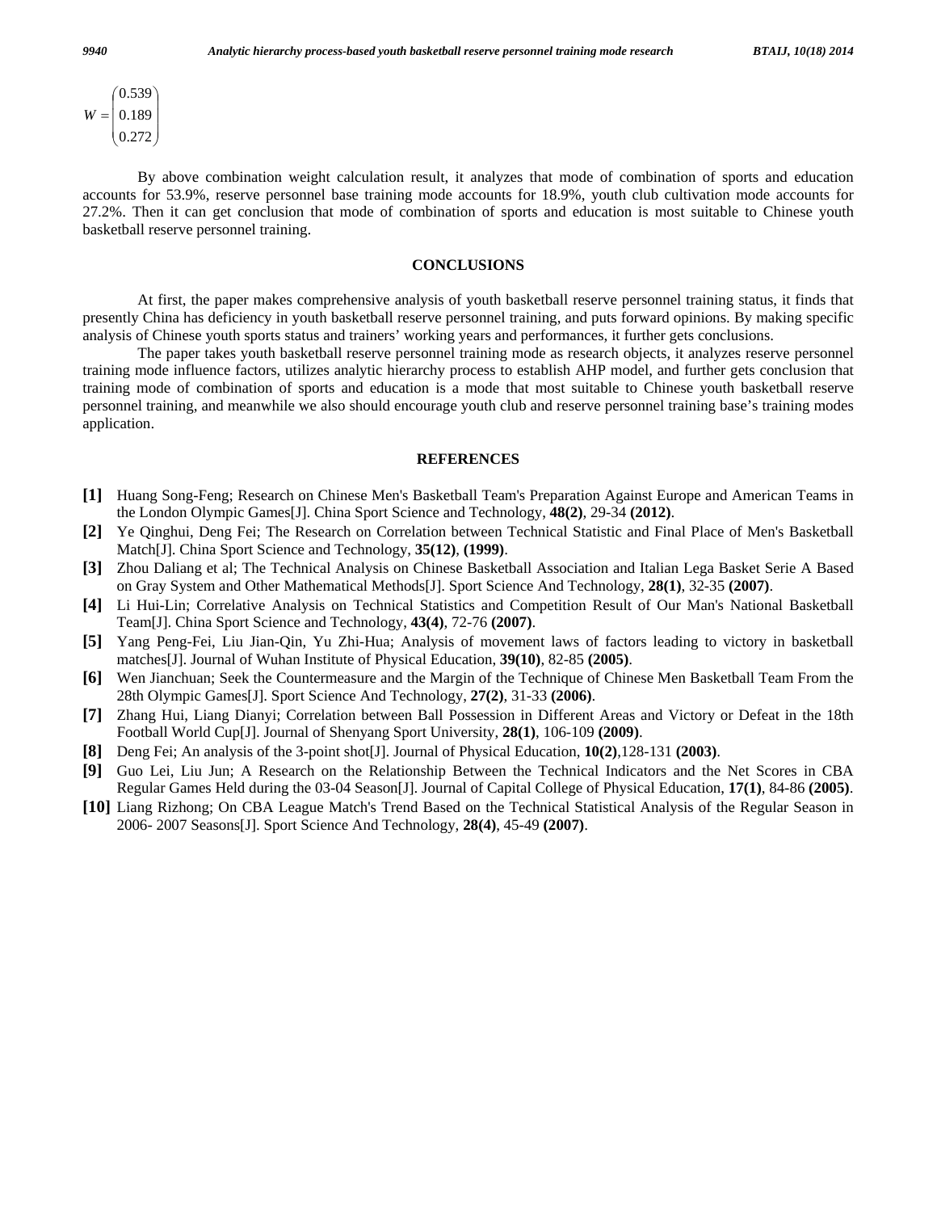$$W = \begin{pmatrix} 0.539 \\ 0.189 \\ 0.272 \end{pmatrix}$$

By above combination weight calculation result, it analyzes that mode of combination of sports and education accounts for 53.9%, reserve personnel base training mode accounts for 18.9%, youth club cultivation mode accounts for 27.2%. Then it can get conclusion that mode of combination of sports and education is most suitable to Chinese youth basketball reserve personnel training.

## CONCLUSIONS

At first, the paper makes comprehensive analysis of youth basketball reserve personnel training status, it finds that presently China has deficiency in youth basketball reserve personnel training, and puts forward opinions. By making specific analysis of Chinese youth sports status and trainers' working years and performances, it further gets conclusions.

The paper takes youth basketball reserve personnel training mode as research objects, it analyzes reserve personnel training mode influence factors, utilizes analytic hierarchy process to establish AHP model, and further gets conclusion that training mode of combination of sports and education is a mode that most suitable to Chinese youth basketball reserve personnel training, and meanwhile we also should encourage youth club and reserve personnel training base's training modes application.

## REFERENCES

**[1]** Huang Song-Feng; Research on Chinese Men's Basketball Team's Preparation Against Europe and American Teams in the London Olympic Games[J]. China Sport Science and Technology, **48(2)**, 29-34 **(2012)**.

**[2]** Ye Qinghui, Deng Fei; The Research on Correlation between Technical Statistic and Final Place of Men's Basketball Match[J]. China Sport Science and Technology, **35(12)**, **(1999)**.

**[3]** Zhou Daliang et al; The Technical Analysis on Chinese Basketball Association and Italian Lega Basket Serie A Based on Gray System and Other Mathematical Methods[J]. Sport Science And Technology, **28(1)**, 32-35 **(2007)**.

**[4]** Li Hui-Lin; Correlative Analysis on Technical Statistics and Competition Result of Our Man's National Basketball Team[J]. China Sport Science and Technology, **43(4)**, 72-76 **(2007)**.

**[5]** Yang Peng-Fei, Liu Jian-Qin, Yu Zhi-Hua; Analysis of movement laws of factors leading to victory in basketball matches[J]. Journal of Wuhan Institute of Physical Education, **39(10)**, 82-85 **(2005)**.

**[6]** Wen Jianchuan; Seek the Countermeasure and the Margin of the Technique of Chinese Men Basketball Team From the 28th Olympic Games[J]. Sport Science And Technology, **27(2)**, 31-33 **(2006)**.

**[7]** Zhang Hui, Liang Dianyi; Correlation between Ball Possession in Different Areas and Victory or Defeat in the 18th Football World Cup[J]. Journal of Shenyang Sport University, **28(1)**, 106-109 **(2009)**.

**[8]** Deng Fei; An analysis of the 3-point shot[J]. Journal of Physical Education, **10(2)**,128-131 **(2003)**.

**[9]** Guo Lei, Liu Jun; A Research on the Relationship Between the Technical Indicators and the Net Scores in CBA Regular Games Held during the 03-04 Season[J]. Journal of Capital College of Physical Education, **17(1)**, 84-86 **(2005)**.

**[10]** Liang Rizhong; On CBA League Match's Trend Based on the Technical Statistical Analysis of the Regular Season in 2006- 2007 Seasons[J]. Sport Science And Technology, **28(4)**, 45-49 **(2007)**.